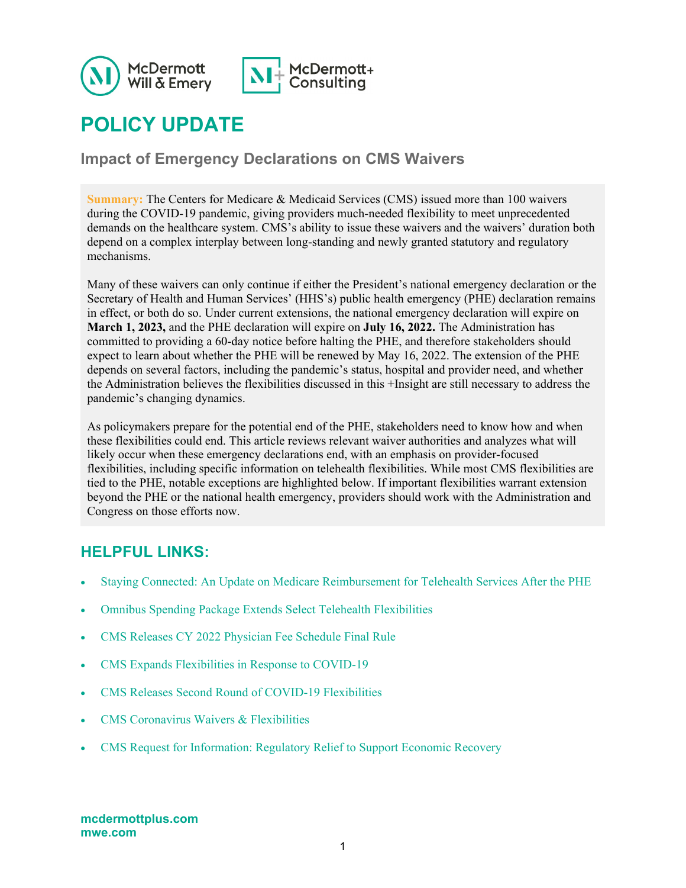# POLICY UPDATE

## Impact of Emergency Declarations on CMS Waivers

**Summary:** The Centers for Medicare & Medicaid Services (CMS) issued more than 100 waivers during the COVID-19 pandemic, giving providers much-needed flexibility to meet unprecedented demands on the healthcare system. CMS's ability to issue these waivers and the waivers' duration both depend on a complex interplay between long-standing and newly granted statutory and regulatory mechanisms.

Many of these waivers can only continue if either the President's national emergency declaration or the Secretary of Health and Human Services' (HHS's) public health emergency (PHE) declaration remains in effect, or both do so. Under current extensions, the national emergency declaration will expire on **March 1, 2023,** and the PHE declaration will expire on **July 16, 2022.** The Administration has committed to providing a 60-day notice before halting the PHE, and therefore stakeholders should expect to learn about whether the PHE will be renewed by May 16, 2022. The extension of the PHE depends on several factors, including the pandemic's status, hospital and provider need, and whether the Administration believes the flexibilities discussed in this +Insight are still necessary to address the pandemic's changing dynamics.

As policymakers prepare for the potential end of the PHE, stakeholders need to know how and when these flexibilities could end. This article reviews relevant waiver authorities and analyzes what will likely occur when these emergency declarations end, with an emphasis on provider-focused flexibilities, including specific information on telehealth flexibilities. While most CMS flexibilities are tied to the PHE, notable exceptions are highlighted below. If important flexibilities warrant extension beyond the PHE or the national health emergency, providers should work with the Administration and Congress on those efforts now.

## HELPFUL LINKS:

- Staying Connected: An Update on Medicare Reimbursement for Telehealth Services After the PHE
- Omnibus Spending Package Extends Select Telehealth Flexibilities
- CMS Releases CY 2022 Physician Fee Schedule Final Rule
- CMS Expands Flexibilities in Response to COVID-19
- CMS Releases Second Round of COVID-19 Flexibilities
- CMS Coronavirus Waivers & Flexibilities
- CMS Request for Information: Regulatory Relief to Support Economic Recovery

mcdermottplus.com
mwe.com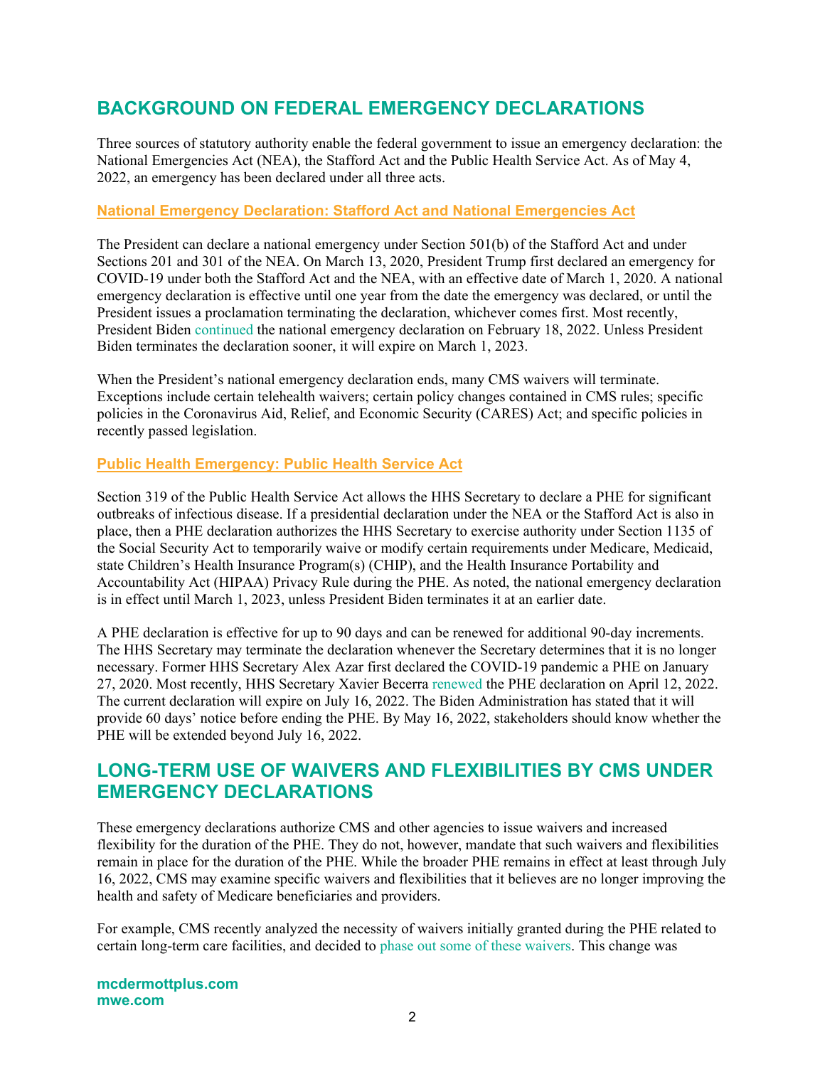## BACKGROUND ON FEDERAL EMERGENCY DECLARATIONS

Three sources of statutory authority enable the federal government to issue an emergency declaration: the National Emergencies Act (NEA), the Stafford Act and the Public Health Service Act. As of May 4, 2022, an emergency has been declared under all three acts.

### National Emergency Declaration: Stafford Act and National Emergencies Act

The President can declare a national emergency under Section 501(b) of the Stafford Act and under Sections 201 and 301 of the NEA. On March 13, 2020, President Trump first declared an emergency for COVID-19 under both the Stafford Act and the NEA, with an effective date of March 1, 2020. A national emergency declaration is effective until one year from the date the emergency was declared, or until the President issues a proclamation terminating the declaration, whichever comes first. Most recently, President Biden continued the national emergency declaration on February 18, 2022. Unless President Biden terminates the declaration sooner, it will expire on March 1, 2023.

When the President's national emergency declaration ends, many CMS waivers will terminate. Exceptions include certain telehealth waivers; certain policy changes contained in CMS rules; specific policies in the Coronavirus Aid, Relief, and Economic Security (CARES) Act; and specific policies in recently passed legislation.

### Public Health Emergency: Public Health Service Act

Section 319 of the Public Health Service Act allows the HHS Secretary to declare a PHE for significant outbreaks of infectious disease. If a presidential declaration under the NEA or the Stafford Act is also in place, then a PHE declaration authorizes the HHS Secretary to exercise authority under Section 1135 of the Social Security Act to temporarily waive or modify certain requirements under Medicare, Medicaid, state Children's Health Insurance Program(s) (CHIP), and the Health Insurance Portability and Accountability Act (HIPAA) Privacy Rule during the PHE. As noted, the national emergency declaration is in effect until March 1, 2023, unless President Biden terminates it at an earlier date.

A PHE declaration is effective for up to 90 days and can be renewed for additional 90-day increments. The HHS Secretary may terminate the declaration whenever the Secretary determines that it is no longer necessary. Former HHS Secretary Alex Azar first declared the COVID-19 pandemic a PHE on January 27, 2020. Most recently, HHS Secretary Xavier Becerra renewed the PHE declaration on April 12, 2022. The current declaration will expire on July 16, 2022. The Biden Administration has stated that it will provide 60 days' notice before ending the PHE. By May 16, 2022, stakeholders should know whether the PHE will be extended beyond July 16, 2022.

## LONG-TERM USE OF WAIVERS AND FLEXIBILITIES BY CMS UNDER EMERGENCY DECLARATIONS

These emergency declarations authorize CMS and other agencies to issue waivers and increased flexibility for the duration of the PHE. They do not, however, mandate that such waivers and flexibilities remain in place for the duration of the PHE. While the broader PHE remains in effect at least through July 16, 2022, CMS may examine specific waivers and flexibilities that it believes are no longer improving the health and safety of Medicare beneficiaries and providers.

For example, CMS recently analyzed the necessity of waivers initially granted during the PHE related to certain long-term care facilities, and decided to phase out some of these waivers. This change was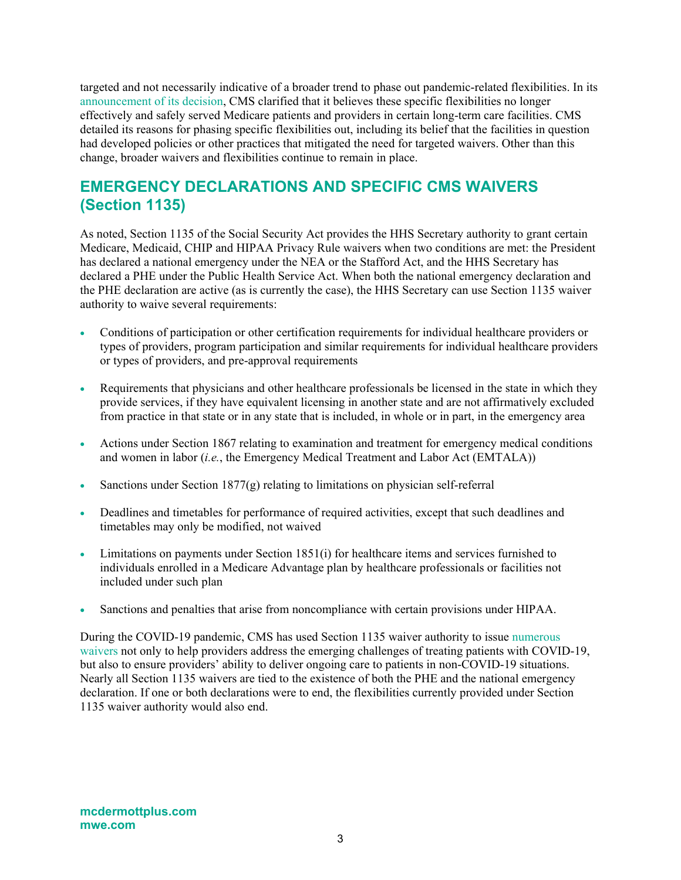targeted and not necessarily indicative of a broader trend to phase out pandemic-related flexibilities. In its announcement of its decision, CMS clarified that it believes these specific flexibilities no longer effectively and safely served Medicare patients and providers in certain long-term care facilities. CMS detailed its reasons for phasing specific flexibilities out, including its belief that the facilities in question had developed policies or other practices that mitigated the need for targeted waivers. Other than this change, broader waivers and flexibilities continue to remain in place.

## EMERGENCY DECLARATIONS AND SPECIFIC CMS WAIVERS (Section 1135)

As noted, Section 1135 of the Social Security Act provides the HHS Secretary authority to grant certain Medicare, Medicaid, CHIP and HIPAA Privacy Rule waivers when two conditions are met: the President has declared a national emergency under the NEA or the Stafford Act, and the HHS Secretary has declared a PHE under the Public Health Service Act. When both the national emergency declaration and the PHE declaration are active (as is currently the case), the HHS Secretary can use Section 1135 waiver authority to waive several requirements:

- Conditions of participation or other certification requirements for individual healthcare providers or types of providers, program participation and similar requirements for individual healthcare providers or types of providers, and pre-approval requirements
- Requirements that physicians and other healthcare professionals be licensed in the state in which they provide services, if they have equivalent licensing in another state and are not affirmatively excluded from practice in that state or in any state that is included, in whole or in part, in the emergency area
- Actions under Section 1867 relating to examination and treatment for emergency medical conditions and women in labor (*i.e.*, the Emergency Medical Treatment and Labor Act (EMTALA))
- Sanctions under Section 1877(g) relating to limitations on physician self-referral
- Deadlines and timetables for performance of required activities, except that such deadlines and timetables may only be modified, not waived
- Limitations on payments under Section 1851(i) for healthcare items and services furnished to individuals enrolled in a Medicare Advantage plan by healthcare professionals or facilities not included under such plan
- Sanctions and penalties that arise from noncompliance with certain provisions under HIPAA.

During the COVID-19 pandemic, CMS has used Section 1135 waiver authority to issue numerous waivers not only to help providers address the emerging challenges of treating patients with COVID-19, but also to ensure providers' ability to deliver ongoing care to patients in non-COVID-19 situations. Nearly all Section 1135 waivers are tied to the existence of both the PHE and the national emergency declaration. If one or both declarations were to end, the flexibilities currently provided under Section 1135 waiver authority would also end.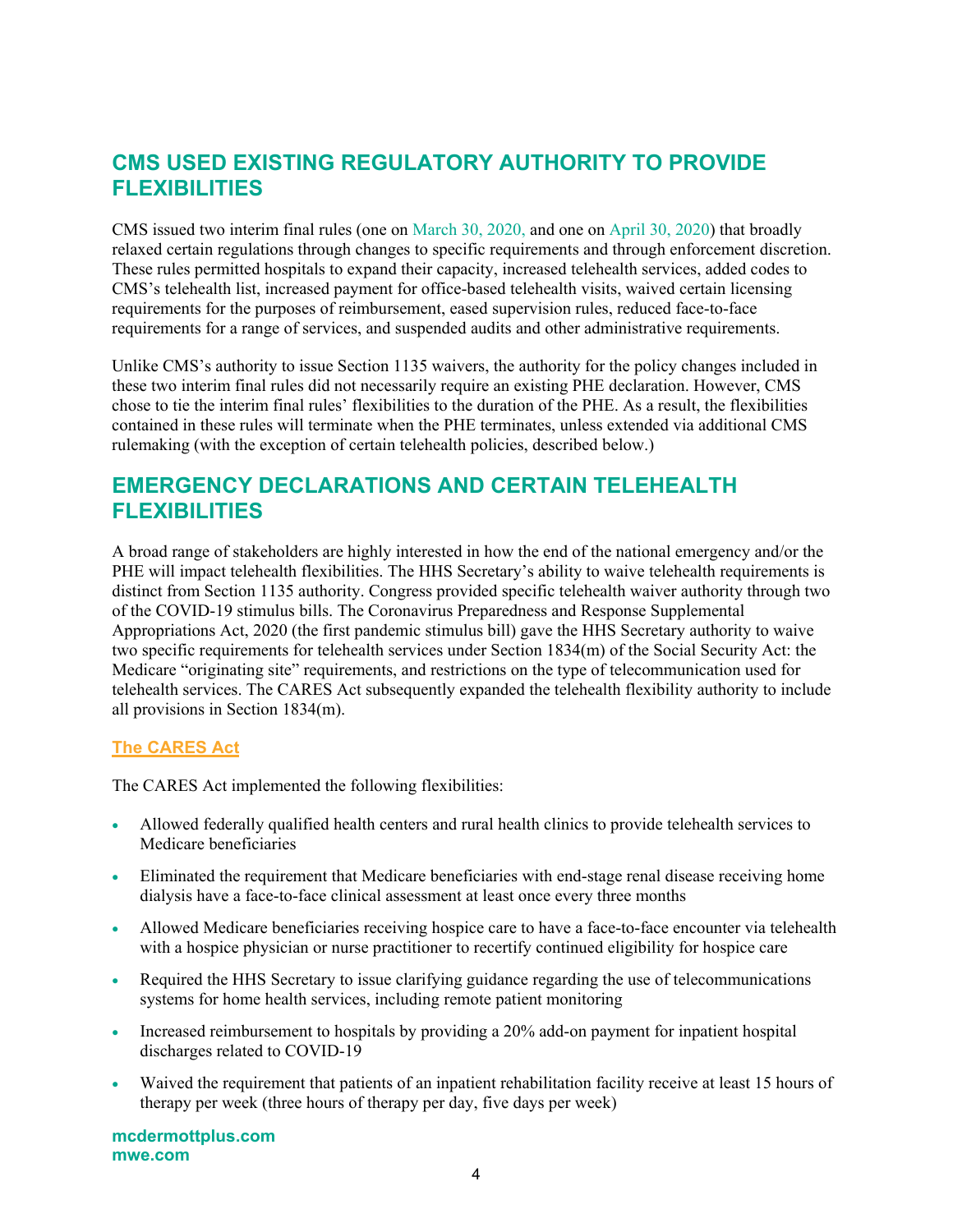## CMS USED EXISTING REGULATORY AUTHORITY TO PROVIDE FLEXIBILITIES

CMS issued two interim final rules (one on March 30, 2020, and one on April 30, 2020) that broadly relaxed certain regulations through changes to specific requirements and through enforcement discretion. These rules permitted hospitals to expand their capacity, increased telehealth services, added codes to CMS's telehealth list, increased payment for office-based telehealth visits, waived certain licensing requirements for the purposes of reimbursement, eased supervision rules, reduced face-to-face requirements for a range of services, and suspended audits and other administrative requirements.

Unlike CMS's authority to issue Section 1135 waivers, the authority for the policy changes included in these two interim final rules did not necessarily require an existing PHE declaration. However, CMS chose to tie the interim final rules' flexibilities to the duration of the PHE. As a result, the flexibilities contained in these rules will terminate when the PHE terminates, unless extended via additional CMS rulemaking (with the exception of certain telehealth policies, described below.)

## EMERGENCY DECLARATIONS AND CERTAIN TELEHEALTH FLEXIBILITIES

A broad range of stakeholders are highly interested in how the end of the national emergency and/or the PHE will impact telehealth flexibilities. The HHS Secretary's ability to waive telehealth requirements is distinct from Section 1135 authority. Congress provided specific telehealth waiver authority through two of the COVID-19 stimulus bills. The Coronavirus Preparedness and Response Supplemental Appropriations Act, 2020 (the first pandemic stimulus bill) gave the HHS Secretary authority to waive two specific requirements for telehealth services under Section 1834(m) of the Social Security Act: the Medicare "originating site" requirements, and restrictions on the type of telecommunication used for telehealth services. The CARES Act subsequently expanded the telehealth flexibility authority to include all provisions in Section 1834(m).

### The CARES Act

The CARES Act implemented the following flexibilities:

- Allowed federally qualified health centers and rural health clinics to provide telehealth services to Medicare beneficiaries
- Eliminated the requirement that Medicare beneficiaries with end-stage renal disease receiving home dialysis have a face-to-face clinical assessment at least once every three months
- Allowed Medicare beneficiaries receiving hospice care to have a face-to-face encounter via telehealth with a hospice physician or nurse practitioner to recertify continued eligibility for hospice care
- Required the HHS Secretary to issue clarifying guidance regarding the use of telecommunications systems for home health services, including remote patient monitoring
- Increased reimbursement to hospitals by providing a 20% add-on payment for inpatient hospital discharges related to COVID-19
- Waived the requirement that patients of an inpatient rehabilitation facility receive at least 15 hours of therapy per week (three hours of therapy per day, five days per week)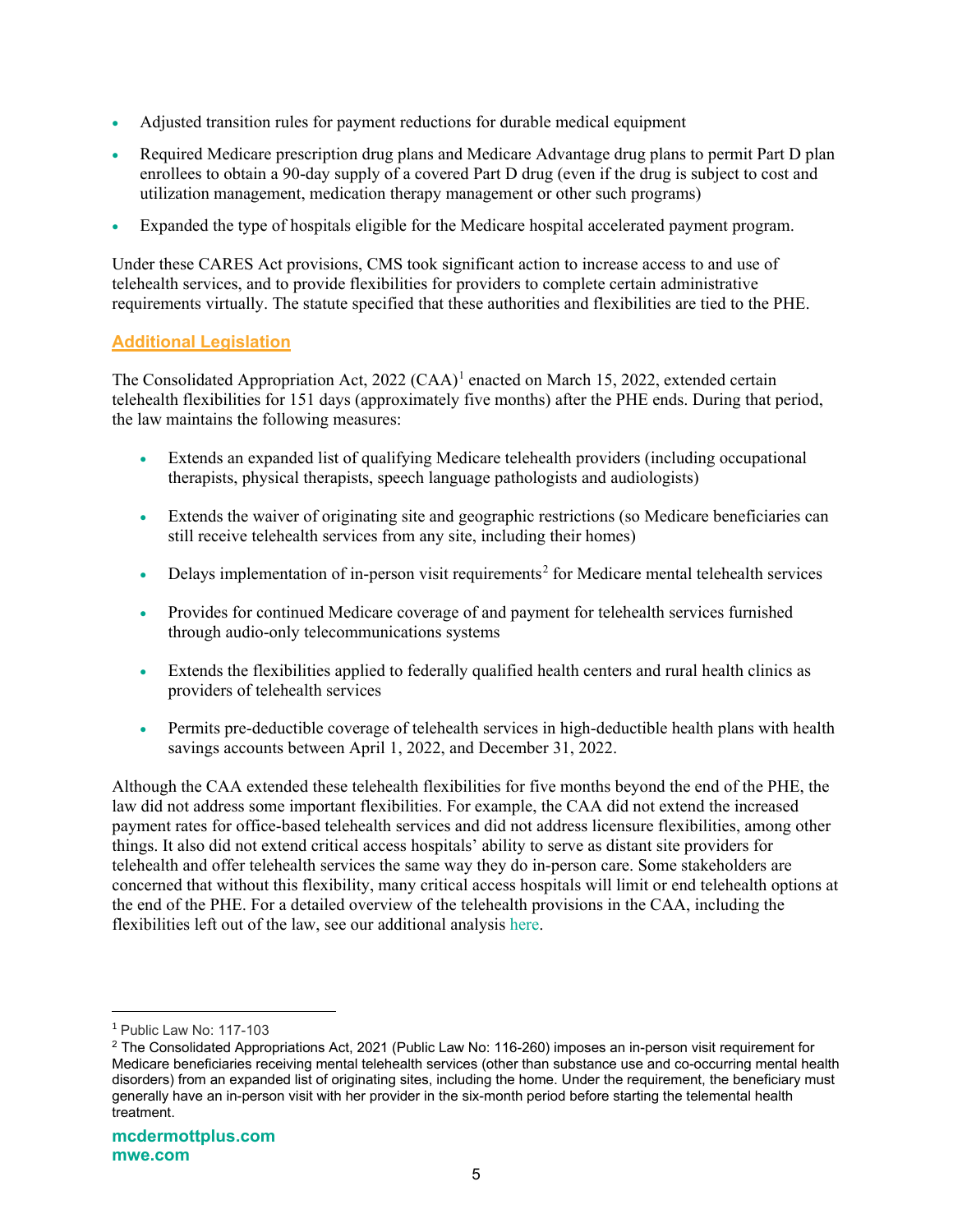- Adjusted transition rules for payment reductions for durable medical equipment
- Required Medicare prescription drug plans and Medicare Advantage drug plans to permit Part D plan enrollees to obtain a 90-day supply of a covered Part D drug (even if the drug is subject to cost and utilization management, medication therapy management or other such programs)
- Expanded the type of hospitals eligible for the Medicare hospital accelerated payment program.

Under these CARES Act provisions, CMS took significant action to increase access to and use of telehealth services, and to provide flexibilities for providers to complete certain administrative requirements virtually. The statute specified that these authorities and flexibilities are tied to the PHE.

## Additional Legislation

The Consolidated Appropriation Act, 2022 (CAA)[1] enacted on March 15, 2022, extended certain telehealth flexibilities for 151 days (approximately five months) after the PHE ends. During that period, the law maintains the following measures:

- Extends an expanded list of qualifying Medicare telehealth providers (including occupational therapists, physical therapists, speech language pathologists and audiologists)
- Extends the waiver of originating site and geographic restrictions (so Medicare beneficiaries can still receive telehealth services from any site, including their homes)
- Delays implementation of in-person visit requirements[2] for Medicare mental telehealth services
- Provides for continued Medicare coverage of and payment for telehealth services furnished through audio-only telecommunications systems
- Extends the flexibilities applied to federally qualified health centers and rural health clinics as providers of telehealth services
- Permits pre-deductible coverage of telehealth services in high-deductible health plans with health savings accounts between April 1, 2022, and December 31, 2022.

Although the CAA extended these telehealth flexibilities for five months beyond the end of the PHE, the law did not address some important flexibilities. For example, the CAA did not extend the increased payment rates for office-based telehealth services and did not address licensure flexibilities, among other things. It also did not extend critical access hospitals' ability to serve as distant site providers for telehealth and offer telehealth services the same way they do in-person care. Some stakeholders are concerned that without this flexibility, many critical access hospitals will limit or end telehealth options at the end of the PHE. For a detailed overview of the telehealth provisions in the CAA, including the flexibilities left out of the law, see our additional analysis here.

---

[1] Public Law No: 117-103

[2] The Consolidated Appropriations Act, 2021 (Public Law No: 116-260) imposes an in-person visit requirement for Medicare beneficiaries receiving mental telehealth services (other than substance use and co-occurring mental health disorders) from an expanded list of originating sites, including the home. Under the requirement, the beneficiary must generally have an in-person visit with her provider in the six-month period before starting the telemental health treatment.

**mcdermottplus.com**
**mwe.com**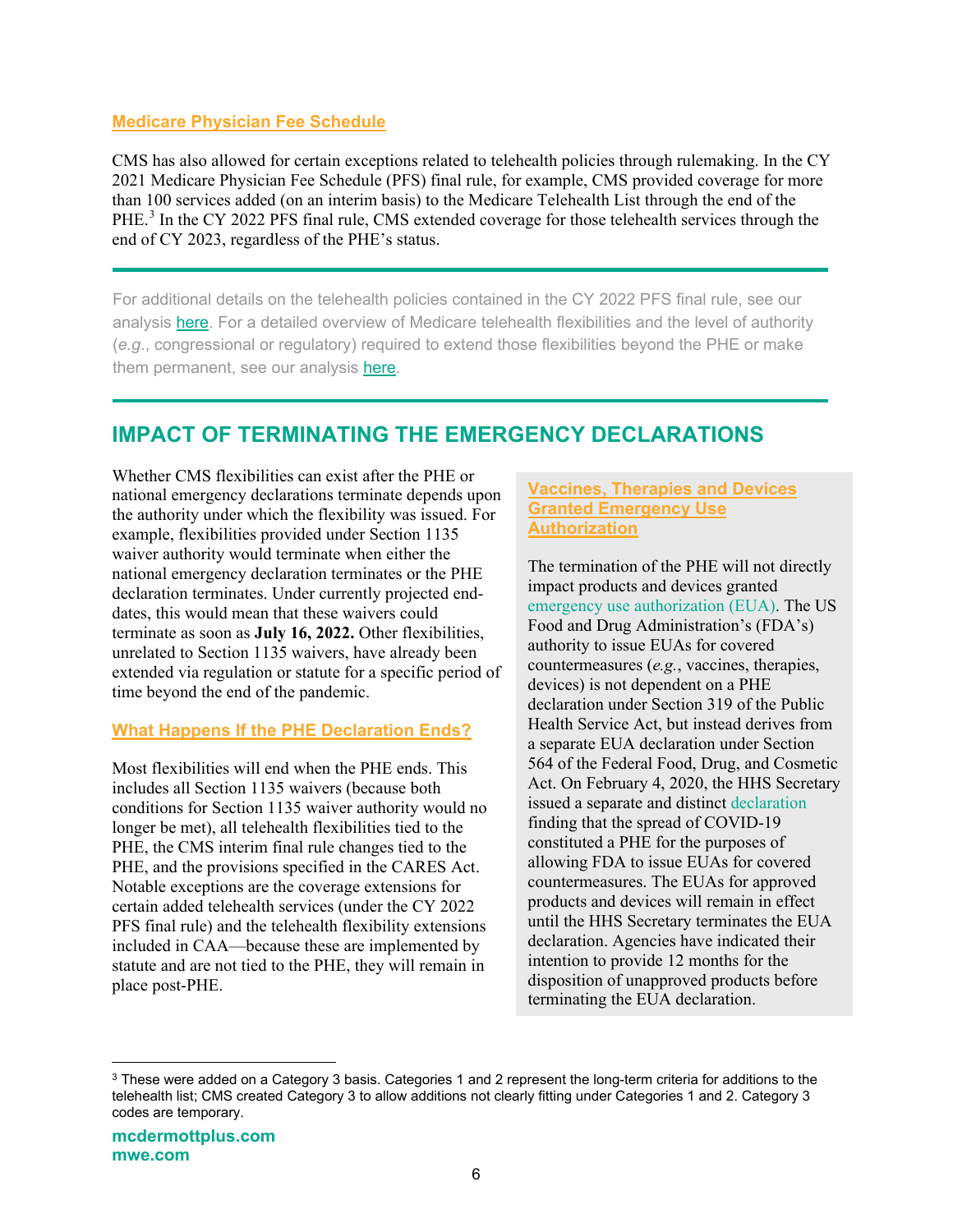### Medicare Physician Fee Schedule

CMS has also allowed for certain exceptions related to telehealth policies through rulemaking. In the CY 2021 Medicare Physician Fee Schedule (PFS) final rule, for example, CMS provided coverage for more than 100 services added (on an interim basis) to the Medicare Telehealth List through the end of the PHE.[3] In the CY 2022 PFS final rule, CMS extended coverage for those telehealth services through the end of CY 2023, regardless of the PHE's status.

---

For additional details on the telehealth policies contained in the CY 2022 PFS final rule, see our analysis here. For a detailed overview of Medicare telehealth flexibilities and the level of authority (*e.g.*, congressional or regulatory) required to extend those flexibilities beyond the PHE or make them permanent, see our analysis here.

---

## IMPACT OF TERMINATING THE EMERGENCY DECLARATIONS

Whether CMS flexibilities can exist after the PHE or national emergency declarations terminate depends upon the authority under which the flexibility was issued. For example, flexibilities provided under Section 1135 waiver authority would terminate when either the national emergency declaration terminates or the PHE declaration terminates. Under currently projected end-dates, this would mean that these waivers could terminate as soon as **July 16, 2022.** Other flexibilities, unrelated to Section 1135 waivers, have already been extended via regulation or statute for a specific period of time beyond the end of the pandemic.

### What Happens If the PHE Declaration Ends?

Most flexibilities will end when the PHE ends. This includes all Section 1135 waivers (because both conditions for Section 1135 waiver authority would no longer be met), all telehealth flexibilities tied to the PHE, the CMS interim final rule changes tied to the PHE, and the provisions specified in the CARES Act. Notable exceptions are the coverage extensions for certain added telehealth services (under the CY 2022 PFS final rule) and the telehealth flexibility extensions included in CAA—because these are implemented by statute and are not tied to the PHE, they will remain in place post-PHE.

### Vaccines, Therapies and Devices Granted Emergency Use Authorization

The termination of the PHE will not directly impact products and devices granted emergency use authorization (EUA). The US Food and Drug Administration's (FDA's) authority to issue EUAs for covered countermeasures (*e.g.*, vaccines, therapies, devices) is not dependent on a PHE declaration under Section 319 of the Public Health Service Act, but instead derives from a separate EUA declaration under Section 564 of the Federal Food, Drug, and Cosmetic Act. On February 4, 2020, the HHS Secretary issued a separate and distinct declaration finding that the spread of COVID-19 constituted a PHE for the purposes of allowing FDA to issue EUAs for covered countermeasures. The EUAs for approved products and devices will remain in effect until the HHS Secretary terminates the EUA declaration. Agencies have indicated their intention to provide 12 months for the disposition of unapproved products before terminating the EUA declaration.

---

[3] These were added on a Category 3 basis. Categories 1 and 2 represent the long-term criteria for additions to the telehealth list; CMS created Category 3 to allow additions not clearly fitting under Categories 1 and 2. Category 3 codes are temporary.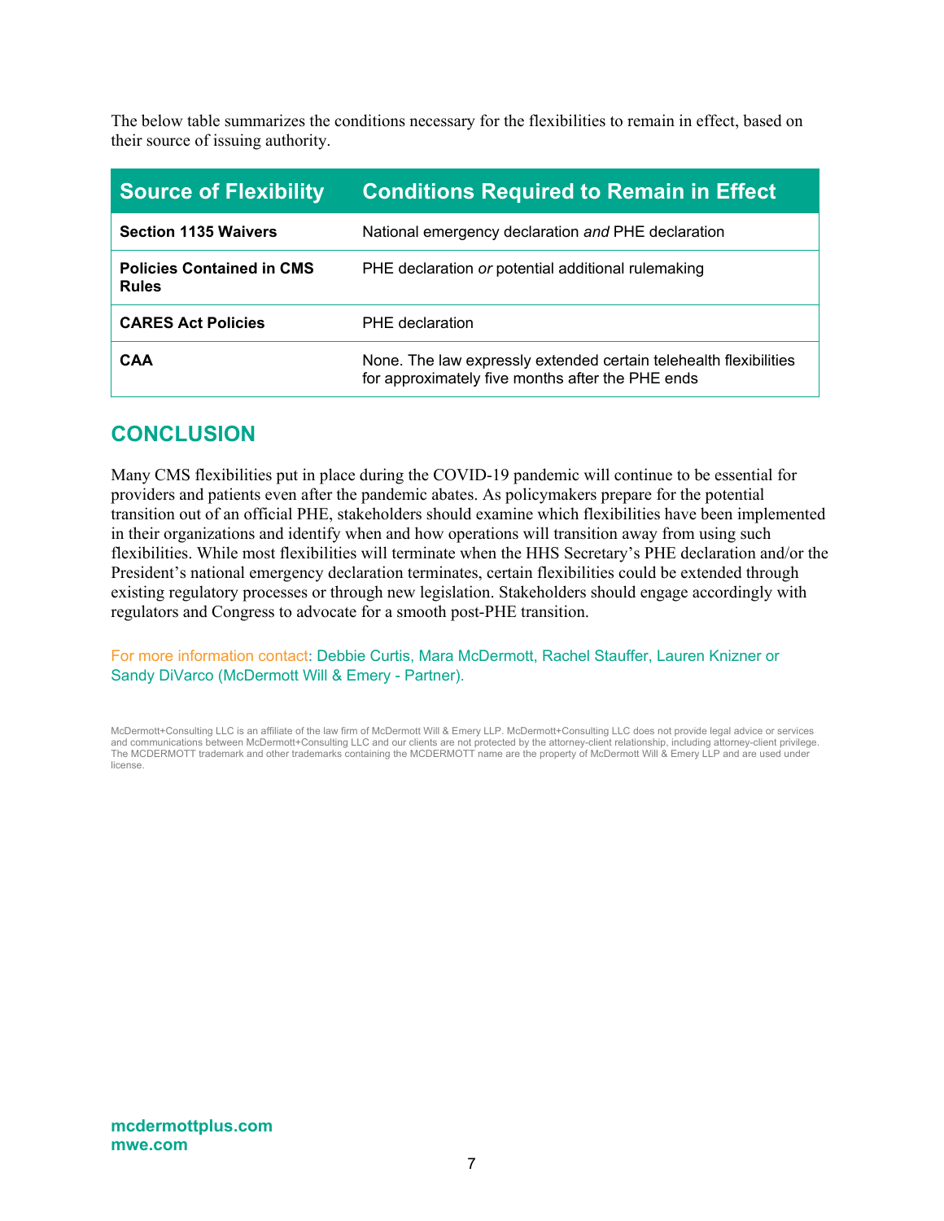The below table summarizes the conditions necessary for the flexibilities to remain in effect, based on their source of issuing authority.

| Source of Flexibility | Conditions Required to Remain in Effect |
| --- | --- |
| **Section 1135 Waivers** | National emergency declaration *and* PHE declaration |
| **Policies Contained in CMS Rules** | PHE declaration *or* potential additional rulemaking |
| **CARES Act Policies** | PHE declaration |
| **CAA** | None. The law expressly extended certain telehealth flexibilities for approximately five months after the PHE ends |

## CONCLUSION

Many CMS flexibilities put in place during the COVID-19 pandemic will continue to be essential for providers and patients even after the pandemic abates. As policymakers prepare for the potential transition out of an official PHE, stakeholders should examine which flexibilities have been implemented in their organizations and identify when and how operations will transition away from using such flexibilities. While most flexibilities will terminate when the HHS Secretary's PHE declaration and/or the President's national emergency declaration terminates, certain flexibilities could be extended through existing regulatory processes or through new legislation. Stakeholders should engage accordingly with regulators and Congress to advocate for a smooth post-PHE transition.

For more information contact: Debbie Curtis, Mara McDermott, Rachel Stauffer, Lauren Knizner or Sandy DiVarco (McDermott Will & Emery - Partner).

McDermott+Consulting LLC is an affiliate of the law firm of McDermott Will & Emery LLP. McDermott+Consulting LLC does not provide legal advice or services and communications between McDermott+Consulting LLC and our clients are not protected by the attorney-client relationship, including attorney-client privilege. The MCDERMOTT trademark and other trademarks containing the MCDERMOTT name are the property of McDermott Will & Emery LLP and are used under license.

**mcdermottplus.com**
**mwe.com**